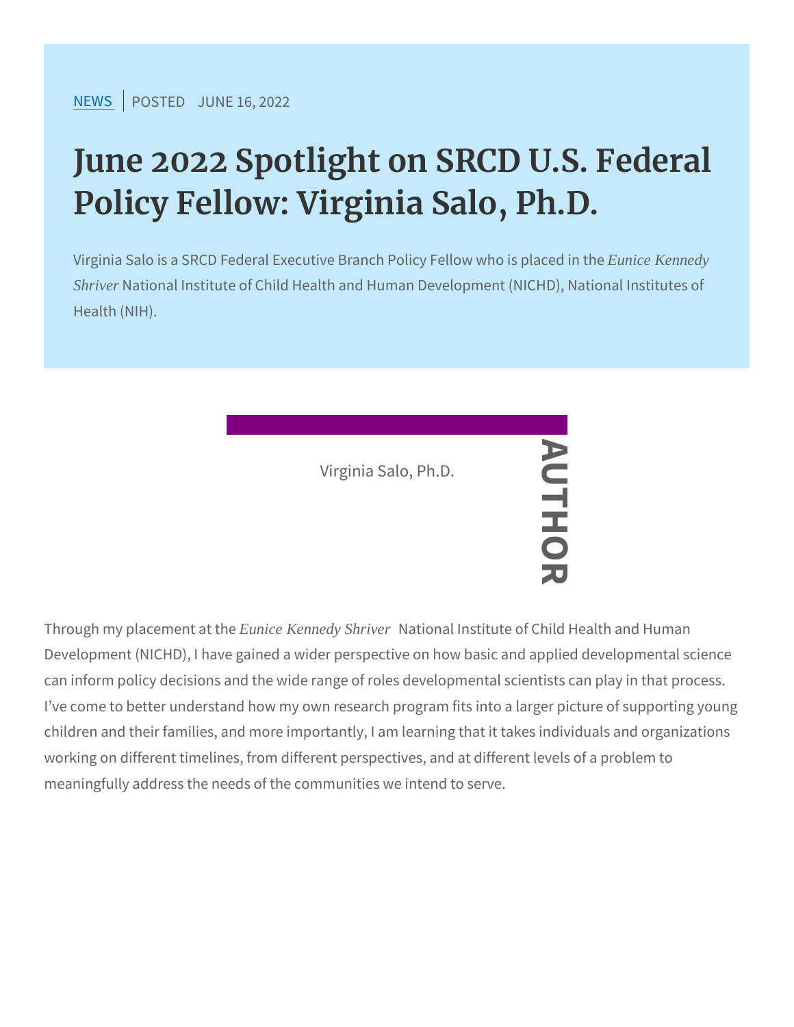NEWS | POSTED JUNE 16, 2022

# June 2022 Spotlight on SRCD U.S. Federal Policy Fellow: Virginia Salo, Ph.D.

Virginia Salo is a SRCD Federal Executive Branch Policy Fellow who is placed in the *Eunice Kennedy Shriver* National Institute of Child Health and Human Development (NICHD), National Institutes of Health (NIH).

AUTHOR

Virginia Salo, Ph.D.

Through my placement at the *Eunice Kennedy Shriver* National Institute of Child Health and Human Development (NICHD), I have gained a wider perspective on how basic and applied developmental science can inform policy decisions and the wide range of roles developmental scientists can play in that process. I've come to better understand how my own research program fits into a larger picture of supporting young children and their families, and more importantly, I am learning that it takes individuals and organizations working on different timelines, from different perspectives, and at different levels of a problem to meaningfully address the needs of the communities we intend to serve.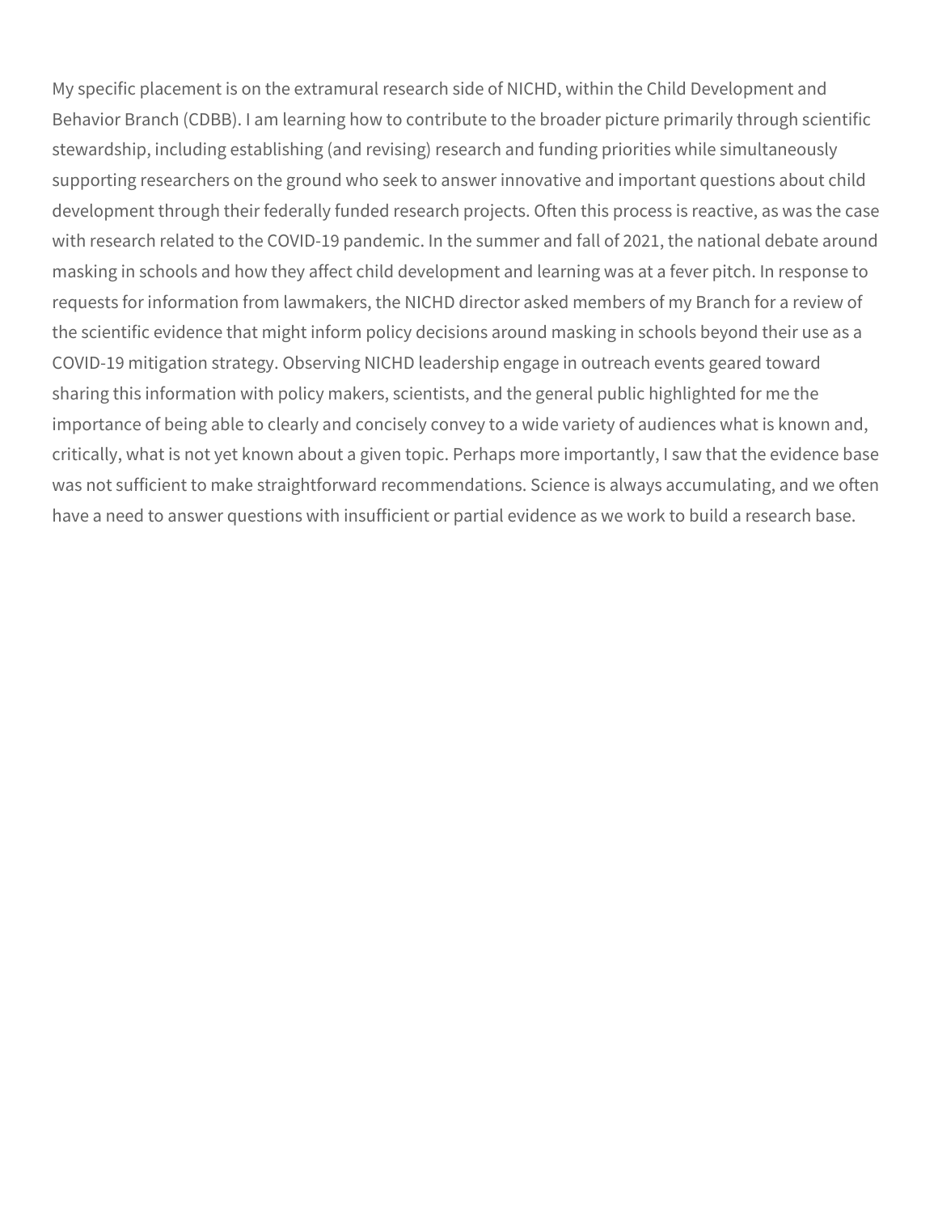My specific placement is on the extramural research side of NICHD, within the Child Development and Behavior Branch (CDBB). I am learning how to contribute to the broader picture primarily through scientific stewardship, including establishing (and revising) research and funding priorities while simultaneously supporting researchers on the ground who seek to answer innovative and important questions about child development through their federally funded research projects. Often this process is reactive, as was the case with research related to the COVID-19 pandemic. In the summer and fall of 2021, the national debate around masking in schools and how they affect child development and learning was at a fever pitch. In response to requests for information from lawmakers, the NICHD director asked members of my Branch for a review of the scientific evidence that might inform policy decisions around masking in schools beyond their use as a COVID-19 mitigation strategy. Observing NICHD leadership engage in outreach events geared toward sharing this information with policy makers, scientists, and the general public highlighted for me the importance of being able to clearly and concisely convey to a wide variety of audiences what is known and, critically, what is not yet known about a given topic. Perhaps more importantly, I saw that the evidence base was not sufficient to make straightforward recommendations. Science is always accumulating, and we often have a need to answer questions with insufficient or partial evidence as we work to build a research base.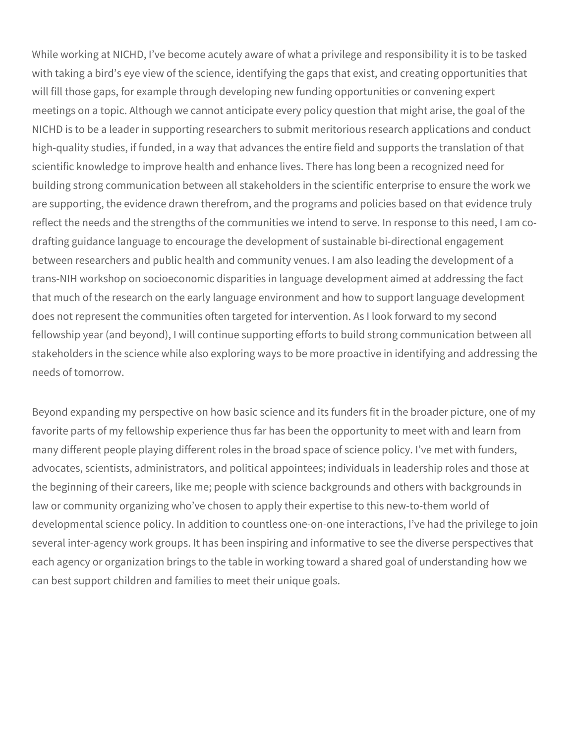While working at NICHD, I've become acutely aware of what a privilege and responsibility it is to be tasked with taking a bird's eye view of the science, identifying the gaps that exist, and creating opportunities that will fill those gaps, for example through developing new funding opportunities or convening expert meetings on a topic. Although we cannot anticipate every policy question that might arise, the goal of the NICHD is to be a leader in supporting researchers to submit meritorious research applications and conduct high-quality studies, if funded, in a way that advances the entire field and supports the translation of that scientific knowledge to improve health and enhance lives. There has long been a recognized need for building strong communication between all stakeholders in the scientific enterprise to ensure the work we are supporting, the evidence drawn therefrom, and the programs and policies based on that evidence truly reflect the needs and the strengths of the communities we intend to serve. In response to this need, I am co-drafting guidance language to encourage the development of sustainable bi-directional engagement between researchers and public health and community venues. I am also leading the development of a trans-NIH workshop on socioeconomic disparities in language development aimed at addressing the fact that much of the research on the early language environment and how to support language development does not represent the communities often targeted for intervention. As I look forward to my second fellowship year (and beyond), I will continue supporting efforts to build strong communication between all stakeholders in the science while also exploring ways to be more proactive in identifying and addressing the needs of tomorrow.

Beyond expanding my perspective on how basic science and its funders fit in the broader picture, one of my favorite parts of my fellowship experience thus far has been the opportunity to meet with and learn from many different people playing different roles in the broad space of science policy. I've met with funders, advocates, scientists, administrators, and political appointees; individuals in leadership roles and those at the beginning of their careers, like me; people with science backgrounds and others with backgrounds in law or community organizing who've chosen to apply their expertise to this new-to-them world of developmental science policy. In addition to countless one-on-one interactions, I've had the privilege to join several inter-agency work groups. It has been inspiring and informative to see the diverse perspectives that each agency or organization brings to the table in working toward a shared goal of understanding how we can best support children and families to meet their unique goals.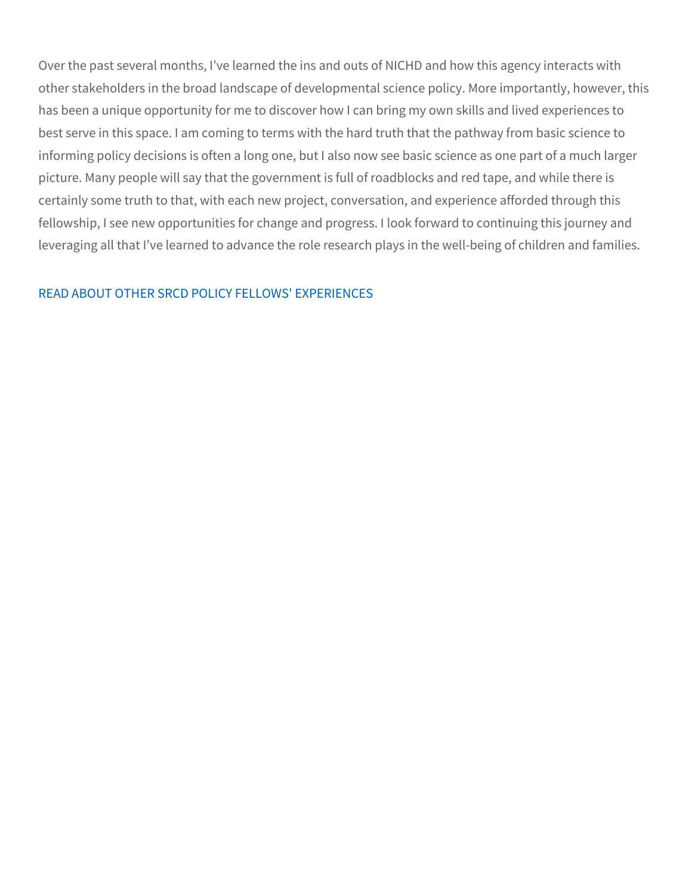Over the past several months, I’ve learned the ins and outs of NICHD and how this agency interacts with other stakeholders in the broad landscape of developmental science policy. More importantly, however, this has been a unique opportunity for me to discover how I can bring my own skills and lived experiences to best serve in this space. I am coming to terms with the hard truth that the pathway from basic science to informing policy decisions is often a long one, but I also now see basic science as one part of a much larger picture. Many people will say that the government is full of roadblocks and red tape, and while there is certainly some truth to that, with each new project, conversation, and experience afforded through this fellowship, I see new opportunities for change and progress. I look forward to continuing this journey and leveraging all that I’ve learned to advance the role research plays in the well-being of children and families.

READ ABOUT OTHER SRCD POLICY FELLOWS' EXPERIENCES